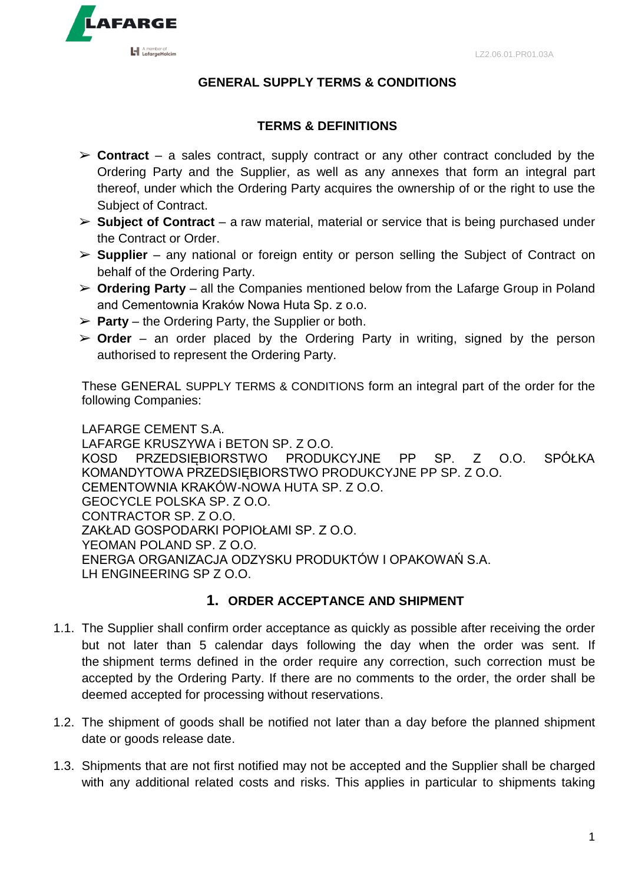LZ2.06.01.PR01.03A

# GENERAL SUPPLY TERMS & CONDITIONS

## TERMS & DEFINITIONS

- **Contract** – a sales contract, supply contract or any other contract concluded by the Ordering Party and the Supplier, as well as any annexes that form an integral part thereof, under which the Ordering Party acquires the ownership of or the right to use the Subject of Contract.
- **Subject of Contract** – a raw material, material or service that is being purchased under the Contract or Order.
- **Supplier** – any national or foreign entity or person selling the Subject of Contract on behalf of the Ordering Party.
- **Ordering Party** – all the Companies mentioned below from the Lafarge Group in Poland and Cementownia Kraków Nowa Huta Sp. z o.o.
- **Party** – the Ordering Party, the Supplier or both.
- **Order** – an order placed by the Ordering Party in writing, signed by the person authorised to represent the Ordering Party.

These GENERAL SUPPLY TERMS & CONDITIONS form an integral part of the order for the following Companies:

LAFARGE CEMENT S.A.
LAFARGE KRUSZYWA i BETON SP. Z O.O.
KOSD PRZEDSIĘBIORSTWO PRODUKCYJNE PP SP. Z O.O. SPÓŁKA KOMANDYTOWA PRZEDSIĘBIORSTWO PRODUKCYJNE PP SP. Z O.O.
CEMENTOWNIA KRAKÓW-NOWA HUTA SP. Z O.O.
GEOCYCLE POLSKA SP. Z O.O.
CONTRACTOR SP. Z O.O.
ZAKŁAD GOSPODARKI POPIOŁAMI SP. Z O.O.
YEOMAN POLAND SP. Z O.O.
ENERGA ORGANIZACJA ODZYSKU PRODUKTÓW I OPAKOWAŃ S.A.
LH ENGINEERING SP Z O.O.

## 1. ORDER ACCEPTANCE AND SHIPMENT

1.1. The Supplier shall confirm order acceptance as quickly as possible after receiving the order but not later than 5 calendar days following the day when the order was sent. If the shipment terms defined in the order require any correction, such correction must be accepted by the Ordering Party. If there are no comments to the order, the order shall be deemed accepted for processing without reservations.

1.2. The shipment of goods shall be notified not later than a day before the planned shipment date or goods release date.

1.3. Shipments that are not first notified may not be accepted and the Supplier shall be charged with any additional related costs and risks. This applies in particular to shipments taking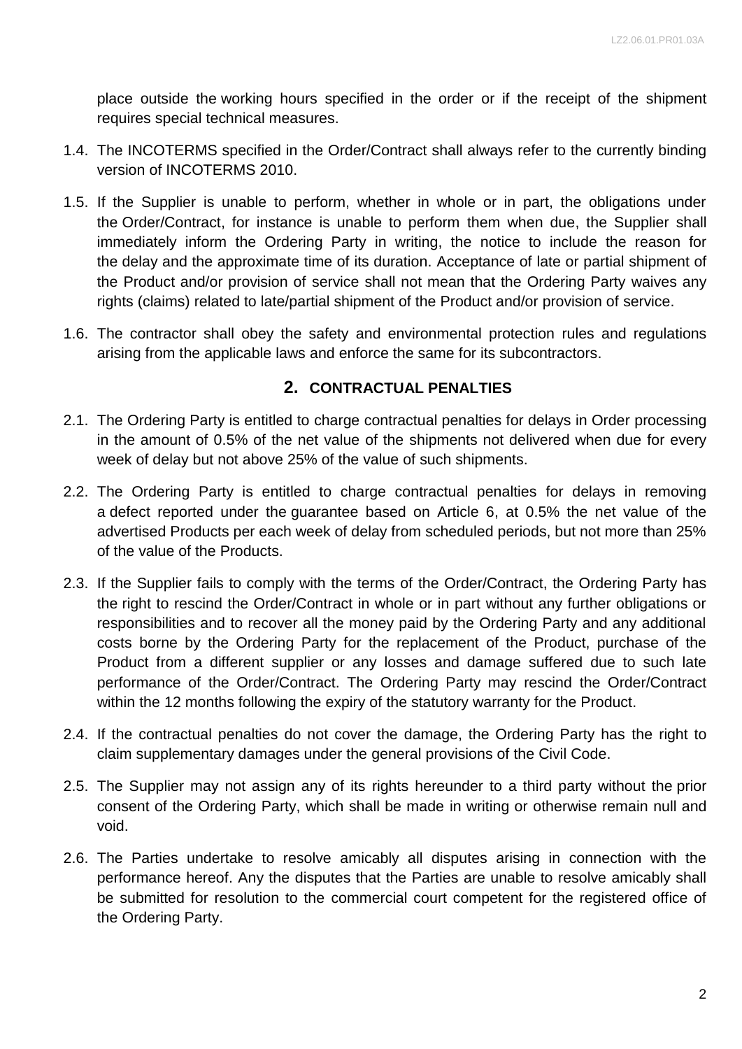place outside the working hours specified in the order or if the receipt of the shipment requires special technical measures.

1.4. The INCOTERMS specified in the Order/Contract shall always refer to the currently binding version of INCOTERMS 2010.

1.5. If the Supplier is unable to perform, whether in whole or in part, the obligations under the Order/Contract, for instance is unable to perform them when due, the Supplier shall immediately inform the Ordering Party in writing, the notice to include the reason for the delay and the approximate time of its duration. Acceptance of late or partial shipment of the Product and/or provision of service shall not mean that the Ordering Party waives any rights (claims) related to late/partial shipment of the Product and/or provision of service.

1.6. The contractor shall obey the safety and environmental protection rules and regulations arising from the applicable laws and enforce the same for its subcontractors.

## 2. CONTRACTUAL PENALTIES

2.1. The Ordering Party is entitled to charge contractual penalties for delays in Order processing in the amount of 0.5% of the net value of the shipments not delivered when due for every week of delay but not above 25% of the value of such shipments.

2.2. The Ordering Party is entitled to charge contractual penalties for delays in removing a defect reported under the guarantee based on Article 6, at 0.5% the net value of the advertised Products per each week of delay from scheduled periods, but not more than 25% of the value of the Products.

2.3. If the Supplier fails to comply with the terms of the Order/Contract, the Ordering Party has the right to rescind the Order/Contract in whole or in part without any further obligations or responsibilities and to recover all the money paid by the Ordering Party and any additional costs borne by the Ordering Party for the replacement of the Product, purchase of the Product from a different supplier or any losses and damage suffered due to such late performance of the Order/Contract. The Ordering Party may rescind the Order/Contract within the 12 months following the expiry of the statutory warranty for the Product.

2.4. If the contractual penalties do not cover the damage, the Ordering Party has the right to claim supplementary damages under the general provisions of the Civil Code.

2.5. The Supplier may not assign any of its rights hereunder to a third party without the prior consent of the Ordering Party, which shall be made in writing or otherwise remain null and void.

2.6. The Parties undertake to resolve amicably all disputes arising in connection with the performance hereof. Any the disputes that the Parties are unable to resolve amicably shall be submitted for resolution to the commercial court competent for the registered office of the Ordering Party.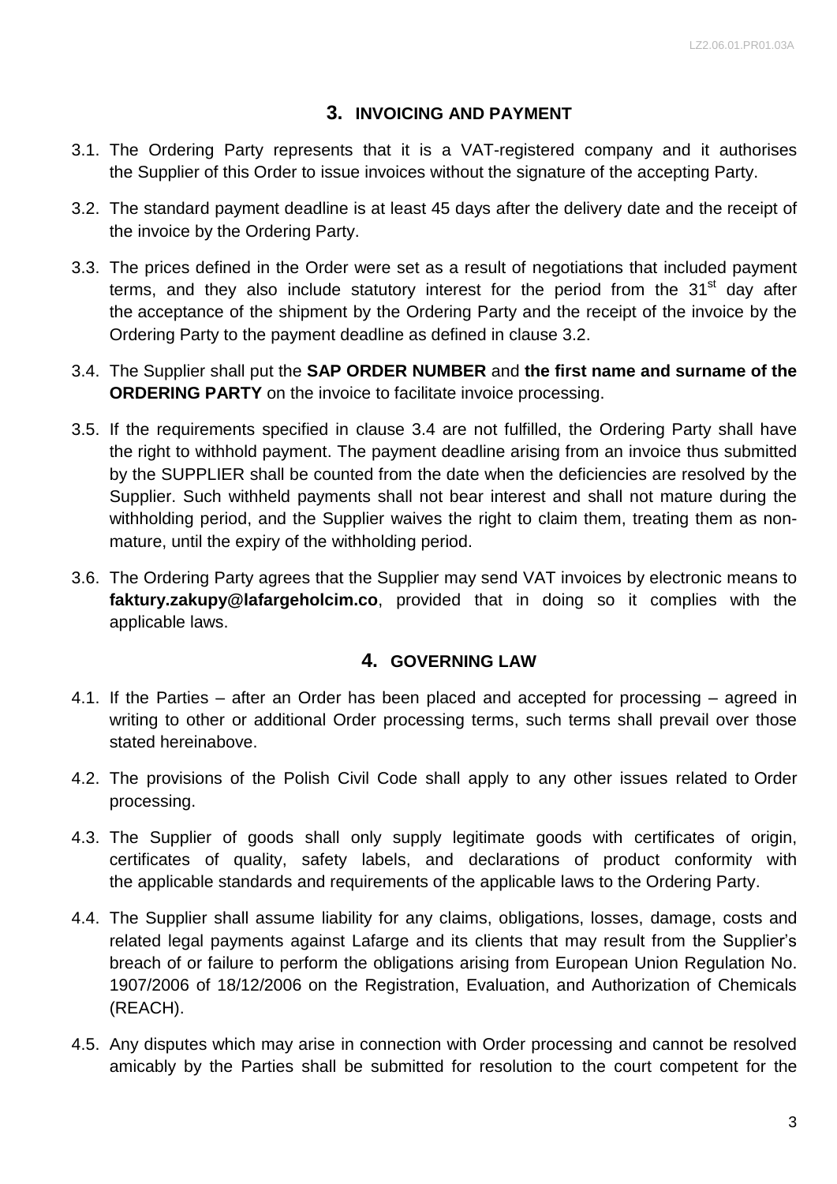## 3. INVOICING AND PAYMENT

3.1. The Ordering Party represents that it is a VAT-registered company and it authorises the Supplier of this Order to issue invoices without the signature of the accepting Party.

3.2. The standard payment deadline is at least 45 days after the delivery date and the receipt of the invoice by the Ordering Party.

3.3. The prices defined in the Order were set as a result of negotiations that included payment terms, and they also include statutory interest for the period from the 31st day after the acceptance of the shipment by the Ordering Party and the receipt of the invoice by the Ordering Party to the payment deadline as defined in clause 3.2.

3.4. The Supplier shall put the **SAP ORDER NUMBER** and **the first name and surname of the ORDERING PARTY** on the invoice to facilitate invoice processing.

3.5. If the requirements specified in clause 3.4 are not fulfilled, the Ordering Party shall have the right to withhold payment. The payment deadline arising from an invoice thus submitted by the SUPPLIER shall be counted from the date when the deficiencies are resolved by the Supplier. Such withheld payments shall not bear interest and shall not mature during the withholding period, and the Supplier waives the right to claim them, treating them as non-mature, until the expiry of the withholding period.

3.6. The Ordering Party agrees that the Supplier may send VAT invoices by electronic means to **faktury.zakupy@lafargeholcim.co**, provided that in doing so it complies with the applicable laws.

## 4. GOVERNING LAW

4.1. If the Parties – after an Order has been placed and accepted for processing – agreed in writing to other or additional Order processing terms, such terms shall prevail over those stated hereinabove.

4.2. The provisions of the Polish Civil Code shall apply to any other issues related to Order processing.

4.3. The Supplier of goods shall only supply legitimate goods with certificates of origin, certificates of quality, safety labels, and declarations of product conformity with the applicable standards and requirements of the applicable laws to the Ordering Party.

4.4. The Supplier shall assume liability for any claims, obligations, losses, damage, costs and related legal payments against Lafarge and its clients that may result from the Supplier's breach of or failure to perform the obligations arising from European Union Regulation No. 1907/2006 of 18/12/2006 on the Registration, Evaluation, and Authorization of Chemicals (REACH).

4.5. Any disputes which may arise in connection with Order processing and cannot be resolved amicably by the Parties shall be submitted for resolution to the court competent for the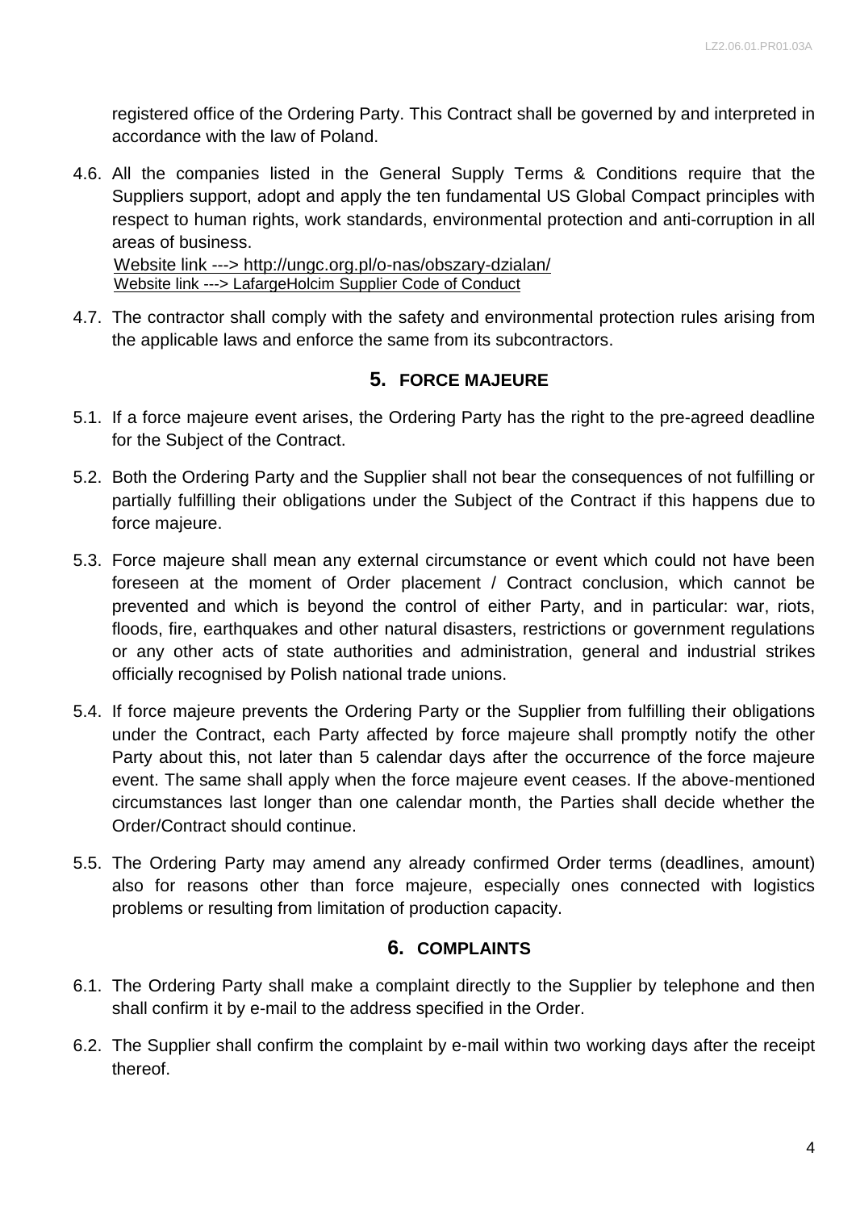registered office of the Ordering Party. This Contract shall be governed by and interpreted in accordance with the law of Poland.

4.6. All the companies listed in the General Supply Terms & Conditions require that the Suppliers support, adopt and apply the ten fundamental US Global Compact principles with respect to human rights, work standards, environmental protection and anti-corruption in all areas of business.
Website link ---> http://ungc.org.pl/o-nas/obszary-dzialan/
Website link ---> LafargeHolcim Supplier Code of Conduct

4.7. The contractor shall comply with the safety and environmental protection rules arising from the applicable laws and enforce the same from its subcontractors.

## 5. FORCE MAJEURE

5.1. If a force majeure event arises, the Ordering Party has the right to the pre-agreed deadline for the Subject of the Contract.

5.2. Both the Ordering Party and the Supplier shall not bear the consequences of not fulfilling or partially fulfilling their obligations under the Subject of the Contract if this happens due to force majeure.

5.3. Force majeure shall mean any external circumstance or event which could not have been foreseen at the moment of Order placement / Contract conclusion, which cannot be prevented and which is beyond the control of either Party, and in particular: war, riots, floods, fire, earthquakes and other natural disasters, restrictions or government regulations or any other acts of state authorities and administration, general and industrial strikes officially recognised by Polish national trade unions.

5.4. If force majeure prevents the Ordering Party or the Supplier from fulfilling their obligations under the Contract, each Party affected by force majeure shall promptly notify the other Party about this, not later than 5 calendar days after the occurrence of the force majeure event. The same shall apply when the force majeure event ceases. If the above-mentioned circumstances last longer than one calendar month, the Parties shall decide whether the Order/Contract should continue.

5.5. The Ordering Party may amend any already confirmed Order terms (deadlines, amount) also for reasons other than force majeure, especially ones connected with logistics problems or resulting from limitation of production capacity.

## 6. COMPLAINTS

6.1. The Ordering Party shall make a complaint directly to the Supplier by telephone and then shall confirm it by e-mail to the address specified in the Order.

6.2. The Supplier shall confirm the complaint by e-mail within two working days after the receipt thereof.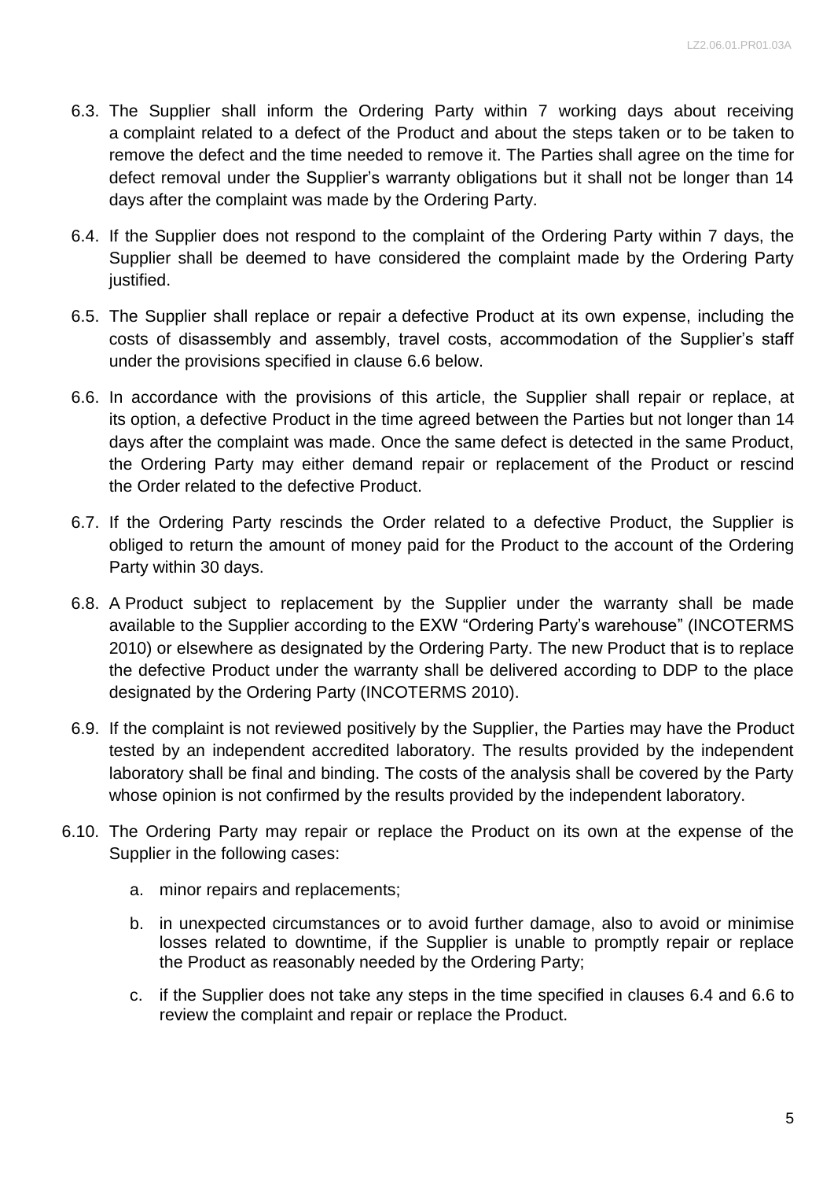6.3. The Supplier shall inform the Ordering Party within 7 working days about receiving a complaint related to a defect of the Product and about the steps taken or to be taken to remove the defect and the time needed to remove it. The Parties shall agree on the time for defect removal under the Supplier's warranty obligations but it shall not be longer than 14 days after the complaint was made by the Ordering Party.

6.4. If the Supplier does not respond to the complaint of the Ordering Party within 7 days, the Supplier shall be deemed to have considered the complaint made by the Ordering Party justified.

6.5. The Supplier shall replace or repair a defective Product at its own expense, including the costs of disassembly and assembly, travel costs, accommodation of the Supplier's staff under the provisions specified in clause 6.6 below.

6.6. In accordance with the provisions of this article, the Supplier shall repair or replace, at its option, a defective Product in the time agreed between the Parties but not longer than 14 days after the complaint was made. Once the same defect is detected in the same Product, the Ordering Party may either demand repair or replacement of the Product or rescind the Order related to the defective Product.

6.7. If the Ordering Party rescinds the Order related to a defective Product, the Supplier is obliged to return the amount of money paid for the Product to the account of the Ordering Party within 30 days.

6.8. A Product subject to replacement by the Supplier under the warranty shall be made available to the Supplier according to the EXW "Ordering Party's warehouse" (INCOTERMS 2010) or elsewhere as designated by the Ordering Party. The new Product that is to replace the defective Product under the warranty shall be delivered according to DDP to the place designated by the Ordering Party (INCOTERMS 2010).

6.9. If the complaint is not reviewed positively by the Supplier, the Parties may have the Product tested by an independent accredited laboratory. The results provided by the independent laboratory shall be final and binding. The costs of the analysis shall be covered by the Party whose opinion is not confirmed by the results provided by the independent laboratory.

6.10. The Ordering Party may repair or replace the Product on its own at the expense of the Supplier in the following cases:

   a. minor repairs and replacements;

   b. in unexpected circumstances or to avoid further damage, also to avoid or minimise losses related to downtime, if the Supplier is unable to promptly repair or replace the Product as reasonably needed by the Ordering Party;

   c. if the Supplier does not take any steps in the time specified in clauses 6.4 and 6.6 to review the complaint and repair or replace the Product.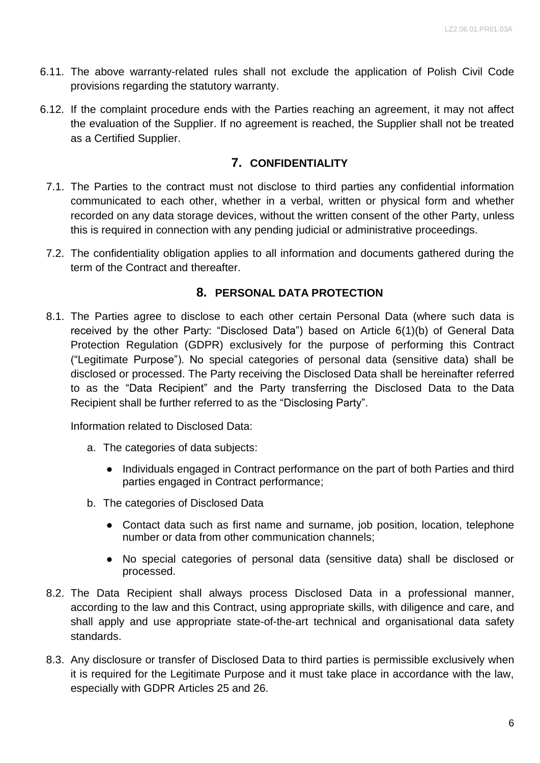6.11. The above warranty-related rules shall not exclude the application of Polish Civil Code provisions regarding the statutory warranty.

6.12. If the complaint procedure ends with the Parties reaching an agreement, it may not affect the evaluation of the Supplier. If no agreement is reached, the Supplier shall not be treated as a Certified Supplier.

## 7. CONFIDENTIALITY

7.1. The Parties to the contract must not disclose to third parties any confidential information communicated to each other, whether in a verbal, written or physical form and whether recorded on any data storage devices, without the written consent of the other Party, unless this is required in connection with any pending judicial or administrative proceedings.

7.2. The confidentiality obligation applies to all information and documents gathered during the term of the Contract and thereafter.

## 8. PERSONAL DATA PROTECTION

8.1. The Parties agree to disclose to each other certain Personal Data (where such data is received by the other Party: "Disclosed Data") based on Article 6(1)(b) of General Data Protection Regulation (GDPR) exclusively for the purpose of performing this Contract ("Legitimate Purpose"). No special categories of personal data (sensitive data) shall be disclosed or processed. The Party receiving the Disclosed Data shall be hereinafter referred to as the "Data Recipient" and the Party transferring the Disclosed Data to the Data Recipient shall be further referred to as the "Disclosing Party".

Information related to Disclosed Data:

a. The categories of data subjects:
   - Individuals engaged in Contract performance on the part of both Parties and third parties engaged in Contract performance;

b. The categories of Disclosed Data
   - Contact data such as first name and surname, job position, location, telephone number or data from other communication channels;
   - No special categories of personal data (sensitive data) shall be disclosed or processed.

8.2. The Data Recipient shall always process Disclosed Data in a professional manner, according to the law and this Contract, using appropriate skills, with diligence and care, and shall apply and use appropriate state-of-the-art technical and organisational data safety standards.

8.3. Any disclosure or transfer of Disclosed Data to third parties is permissible exclusively when it is required for the Legitimate Purpose and it must take place in accordance with the law, especially with GDPR Articles 25 and 26.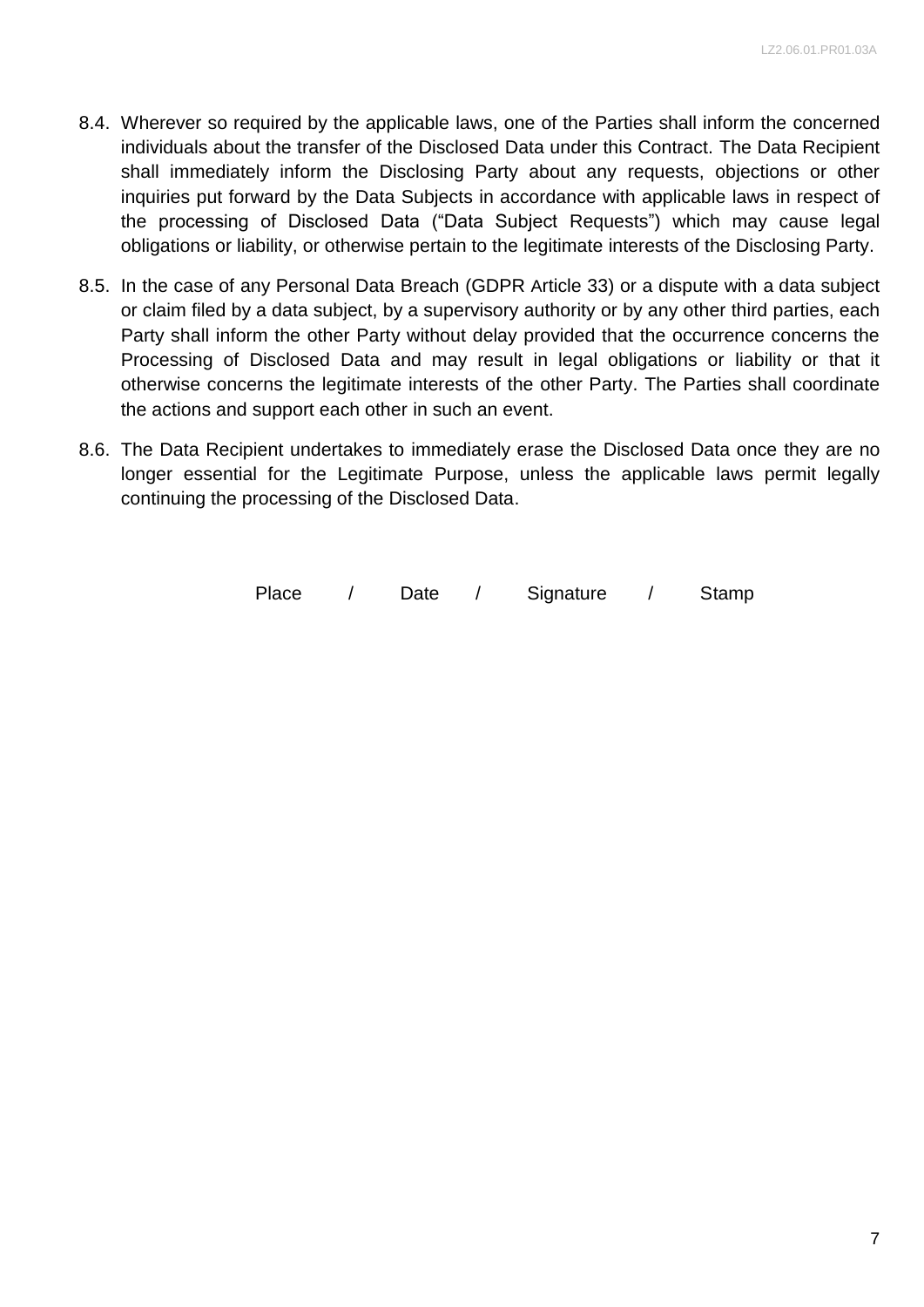8.4. Wherever so required by the applicable laws, one of the Parties shall inform the concerned individuals about the transfer of the Disclosed Data under this Contract. The Data Recipient shall immediately inform the Disclosing Party about any requests, objections or other inquiries put forward by the Data Subjects in accordance with applicable laws in respect of the processing of Disclosed Data ("Data Subject Requests") which may cause legal obligations or liability, or otherwise pertain to the legitimate interests of the Disclosing Party.

8.5. In the case of any Personal Data Breach (GDPR Article 33) or a dispute with a data subject or claim filed by a data subject, by a supervisory authority or by any other third parties, each Party shall inform the other Party without delay provided that the occurrence concerns the Processing of Disclosed Data and may result in legal obligations or liability or that it otherwise concerns the legitimate interests of the other Party. The Parties shall coordinate the actions and support each other in such an event.

8.6. The Data Recipient undertakes to immediately erase the Disclosed Data once they are no longer essential for the Legitimate Purpose, unless the applicable laws permit legally continuing the processing of the Disclosed Data.

Place / Date / Signature / Stamp